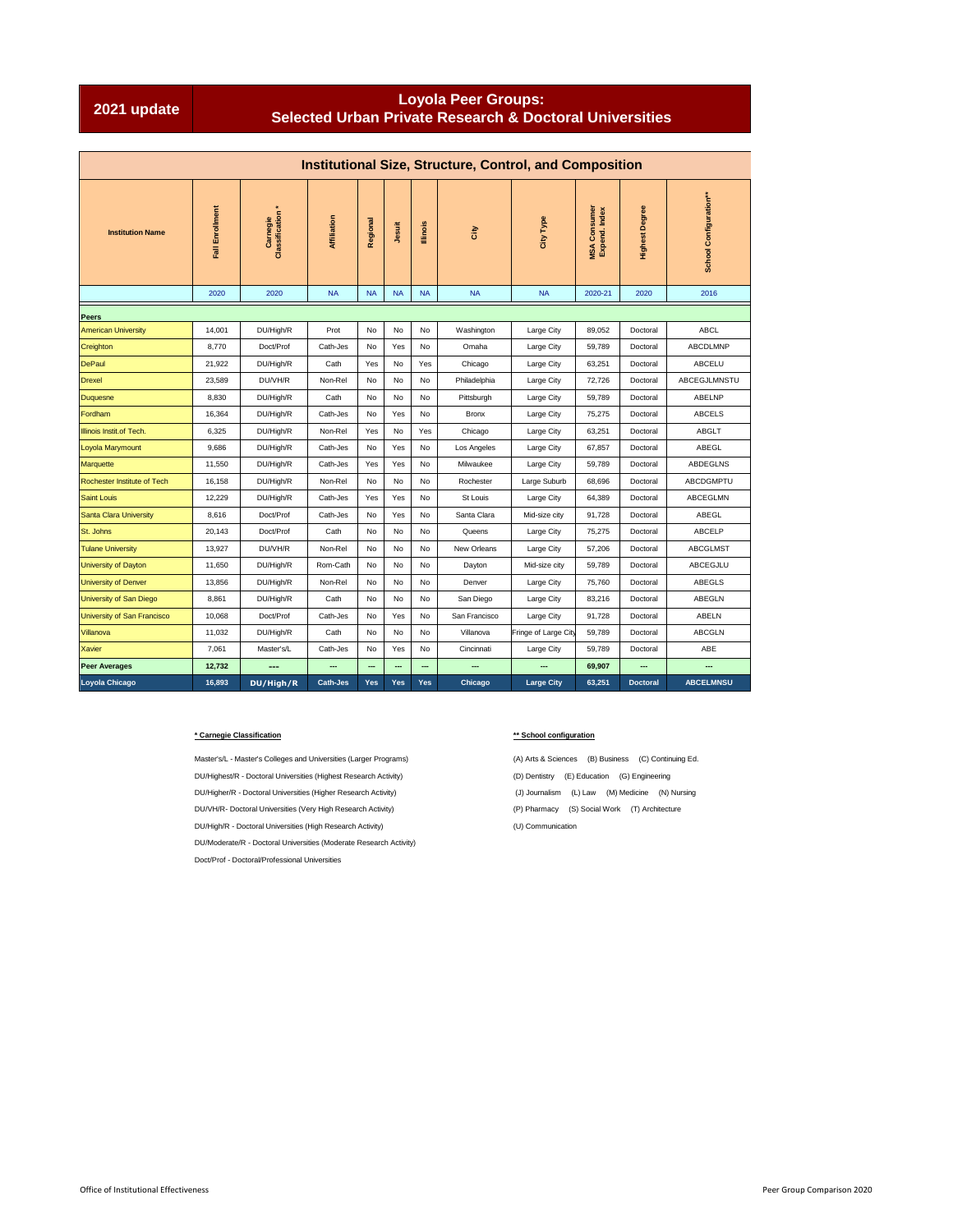# 2021 update

## Loyola Peer Groups: Selected Urban Private Research & Doctoral Universities

### Institutional Size, Structure, Control, and Composition

| Institution Name | Fall Enrollment | Carnegie Classification * | Affiliation | Regional | Jesuit | Illinois | City | City Type | MSA Consumer Expend. Index | Highest Degree | School Configuration** |
|---|---|---|---|---|---|---|---|---|---|---|---|
| | 2020 | 2020 | NA | NA | NA | NA | NA | NA | 2020-21 | 2020 | 2016 |
| **Peers** | | | | | | | | | | | |
| American University | 14,001 | DU/High/R | Prot | No | No | No | Washington | Large City | 89,052 | Doctoral | ABCL |
| Creighton | 8,770 | Doct/Prof | Cath-Jes | No | Yes | No | Omaha | Large City | 59,789 | Doctoral | ABCDLMNP |
| DePaul | 21,922 | DU/High/R | Cath | Yes | No | Yes | Chicago | Large City | 63,251 | Doctoral | ABCELU |
| Drexel | 23,589 | DU/VH/R | Non-Rel | No | No | No | Philadelphia | Large City | 72,726 | Doctoral | ABCEGJLMNSTU |
| Duquesne | 8,830 | DU/High/R | Cath | No | No | No | Pittsburgh | Large City | 59,789 | Doctoral | ABELNP |
| Fordham | 16,364 | DU/High/R | Cath-Jes | No | Yes | No | Bronx | Large City | 75,275 | Doctoral | ABCELS |
| Illinois Instit.of Tech. | 6,325 | DU/High/R | Non-Rel | Yes | No | Yes | Chicago | Large City | 63,251 | Doctoral | ABGLT |
| Loyola Marymount | 9,686 | DU/High/R | Cath-Jes | No | Yes | No | Los Angeles | Large City | 67,857 | Doctoral | ABEGL |
| Marquette | 11,550 | DU/High/R | Cath-Jes | Yes | Yes | No | Milwaukee | Large City | 59,789 | Doctoral | ABDEGLNS |
| Rochester Institute of Tech | 16,158 | DU/High/R | Non-Rel | No | No | No | Rochester | Large Suburb | 68,696 | Doctoral | ABCDGMPTU |
| Saint Louis | 12,229 | DU/High/R | Cath-Jes | Yes | Yes | No | St Louis | Large City | 64,389 | Doctoral | ABCEGLMN |
| Santa Clara University | 8,616 | Doct/Prof | Cath-Jes | No | Yes | No | Santa Clara | Mid-size city | 91,728 | Doctoral | ABEGL |
| St. Johns | 20,143 | Doct/Prof | Cath | No | No | No | Queens | Large City | 75,275 | Doctoral | ABCELP |
| Tulane University | 13,927 | DU/VH/R | Non-Rel | No | No | No | New Orleans | Large City | 57,206 | Doctoral | ABCGLMST |
| University of Dayton | 11,650 | DU/High/R | Rom-Cath | No | No | No | Dayton | Mid-size city | 59,789 | Doctoral | ABCEGJLU |
| University of Denver | 13,856 | DU/High/R | Non-Rel | No | No | No | Denver | Large City | 75,760 | Doctoral | ABEGLS |
| University of San Diego | 8,861 | DU/High/R | Cath | No | No | No | San Diego | Large City | 83,216 | Doctoral | ABEGLN |
| University of San Francisco | 10,068 | Doct/Prof | Cath-Jes | No | Yes | No | San Francisco | Large City | 91,728 | Doctoral | ABELN |
| Villanova | 11,032 | DU/High/R | Cath | No | No | No | Villanova | Fringe of Large City | 59,789 | Doctoral | ABCGLN |
| Xavier | 7,061 | Master's/L | Cath-Jes | No | Yes | No | Cincinnati | Large City | 59,789 | Doctoral | ABE |
| **Peer Averages** | **12,732** | --- | --- | --- | --- | --- | --- | --- | **69,907** | --- | --- |
| **Loyola Chicago** | **16,893** | **DU/High/R** | **Cath-Jes** | **Yes** | **Yes** | **Yes** | **Chicago** | **Large City** | **63,251** | **Doctoral** | **ABCELMNSU** |

**\* Carnegie Classification**

Master's/L - Master's Colleges and Universities (Larger Programs)

DU/Highest/R - Doctoral Universities (Highest Research Activity)

DU/Higher/R - Doctoral Universities (Higher Research Activity)

DU/VH/R- Doctoral Universities (Very High Research Activity)

DU/High/R - Doctoral Universities (High Research Activity)

DU/Moderate/R - Doctoral Universities (Moderate Research Activity)

Doct/Prof - Doctoral/Professional Universities

**\*\* School configuration**

(A) Arts & Sciences (B) Business (C) Continuing Ed.

(D) Dentistry (E) Education (G) Engineering

(J) Journalism (L) Law (M) Medicine (N) Nursing

(P) Pharmacy (S) Social Work (T) Architecture

(U) Communication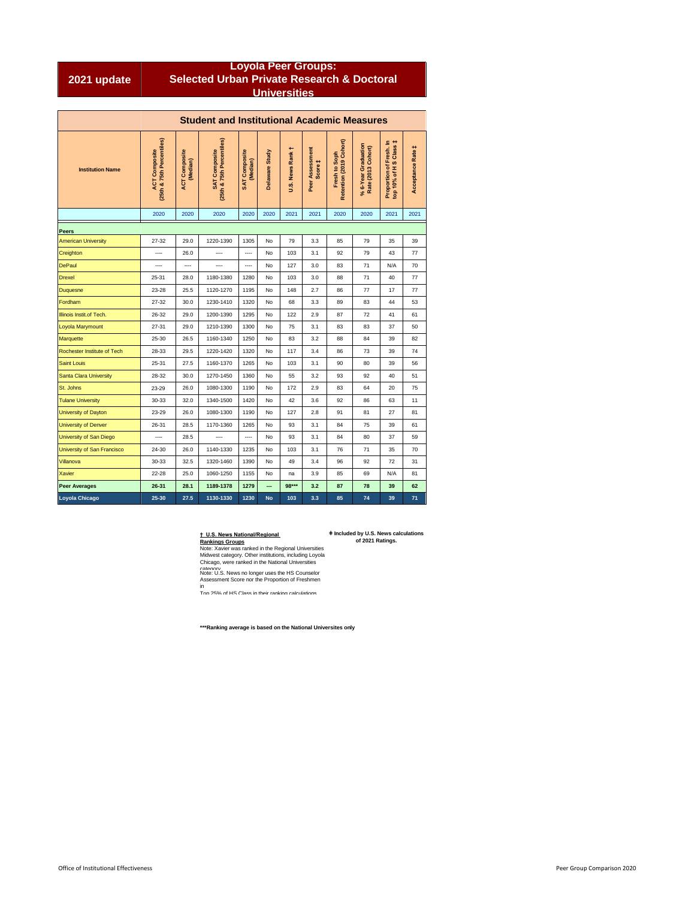**2021 update**

# Loyola Peer Groups: Selected Urban Private Research & Doctoral Universities

## Student and Institutional Academic Measures

| Institution Name | ACT Composite (25th & 75th Percentiles) | ACT Composite (Median) | SAT Composite (25th & 75th Percentiles) | SAT Composite (Median) | Delaware Study | U.S. News Rank † | Peer Assessment Score ‡ | Fresh to Soph Retention (2019 Cohort) | % 6-Year Graduation Rate (2013 Cohort) | Proportion of Fresh. in top 10% of H S Class ‡ | Acceptance Rate ‡ |
|---|---|---|---|---|---|---|---|---|---|---|---|
| | 2020 | 2020 | 2020 | 2020 | 2020 | 2021 | 2021 | 2020 | 2020 | 2021 | 2021 |
| **Peers** | | | | | | | | | | | |
| American University | 27-32 | 29.0 | 1220-1390 | 1305 | No | 79 | 3.3 | 85 | 79 | 35 | 39 |
| Creighton | ---- | 26.0 | ---- | ---- | No | 103 | 3.1 | 92 | 79 | 43 | 77 |
| DePaul | ---- | ---- | ---- | ---- | No | 127 | 3.0 | 83 | 71 | N/A | 70 |
| Drexel | 25-31 | 28.0 | 1180-1380 | 1280 | No | 103 | 3.0 | 88 | 71 | 40 | 77 |
| Duquesne | 23-28 | 25.5 | 1120-1270 | 1195 | No | 148 | 2.7 | 86 | 77 | 17 | 77 |
| Fordham | 27-32 | 30.0 | 1230-1410 | 1320 | No | 68 | 3.3 | 89 | 83 | 44 | 53 |
| Illinois Instit.of Tech. | 26-32 | 29.0 | 1200-1390 | 1295 | No | 122 | 2.9 | 87 | 72 | 41 | 61 |
| Loyola Marymount | 27-31 | 29.0 | 1210-1390 | 1300 | No | 75 | 3.1 | 83 | 83 | 37 | 50 |
| Marquette | 25-30 | 26.5 | 1160-1340 | 1250 | No | 83 | 3.2 | 88 | 84 | 39 | 82 |
| Rochester Institute of Tech | 28-33 | 29.5 | 1220-1420 | 1320 | No | 117 | 3.4 | 86 | 73 | 39 | 74 |
| Saint Louis | 25-31 | 27.5 | 1160-1370 | 1265 | No | 103 | 3.1 | 90 | 80 | 39 | 56 |
| Santa Clara University | 28-32 | 30.0 | 1270-1450 | 1360 | No | 55 | 3.2 | 93 | 92 | 40 | 51 |
| St. Johns | 23-29 | 26.0 | 1080-1300 | 1190 | No | 172 | 2.9 | 83 | 64 | 20 | 75 |
| Tulane University | 30-33 | 32.0 | 1340-1500 | 1420 | No | 42 | 3.6 | 92 | 86 | 63 | 11 |
| University of Dayton | 23-29 | 26.0 | 1080-1300 | 1190 | No | 127 | 2.8 | 91 | 81 | 27 | 81 |
| University of Denver | 26-31 | 28.5 | 1170-1360 | 1265 | No | 93 | 3.1 | 84 | 75 | 39 | 61 |
| University of San Diego | ---- | 28.5 | ---- | ---- | No | 93 | 3.1 | 84 | 80 | 37 | 59 |
| University of San Francisco | 24-30 | 26.0 | 1140-1330 | 1235 | No | 103 | 3.1 | 76 | 71 | 35 | 70 |
| Villanova | 30-33 | 32.5 | 1320-1460 | 1390 | No | 49 | 3.4 | 96 | 92 | 72 | 31 |
| Xavier | 22-28 | 25.0 | 1060-1250 | 1155 | No | na | 3.9 | 85 | 69 | N/A | 81 |
| **Peer Averages** | **26-31** | **28.1** | **1189-1378** | **1279** | **---** | **98*** ** | **3.2** | **87** | **78** | **39** | **62** |
| **Loyola Chicago** | **25-30** | **27.5** | **1130-1330** | **1230** | **No** | **103** | **3.3** | **85** | **74** | **39** | **71** |

**† U.S. News National/Regional Rankings Groups**

Note: Xavier was ranked in the Regional Universities Midwest category. Other institutions, including Loyola Chicago, were ranked in the National Universities category.

Note: U.S. News no longer uses the HS Counselor Assessment Score nor the Proportion of Freshmen in Top 25% of HS Class in their ranking calculations.

**‡ Included by U.S. News calculations of 2021 Ratings.**

*****Ranking average is based on the National Universites only**

Office of Institutional Effectiveness

Peer Group Comparison 2020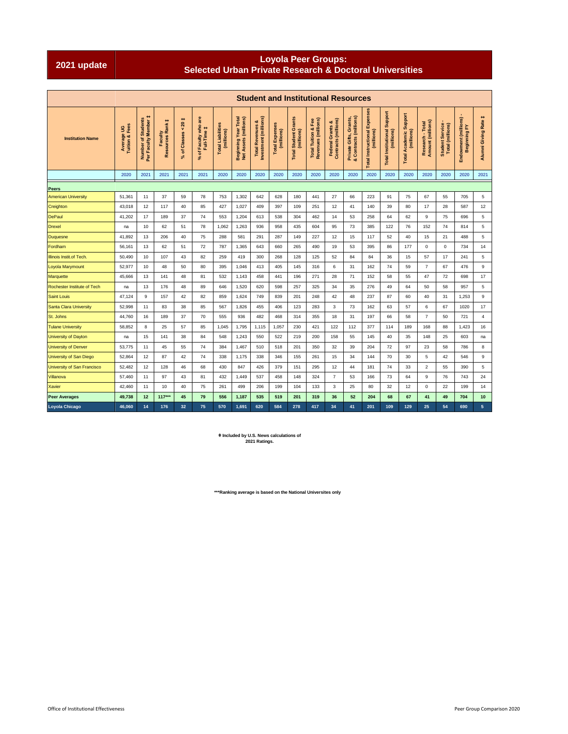# 2021 update

## Loyola Peer Groups: Selected Urban Private Research & Doctoral Universities

### Student and Institutional Resources

| Institution Name | Average UG Tuition & Fees | Number of Students Per Faculty Member ‡ | Faculty Resources Rank ‡ | % of Classes < 20 ‡ | % of Faculty who are Full-Time ‡ | Total Liabilities (millions) | Beginning Year Total Net Assets (millions) | Total Revenues & Investment (millions) | Total Expenses (millions) | Total Student Grants (millions) | Total Tuition & Fee Revenues (millions) | Federal Grants & Contracts (millions) | Private Gifts, Grants, & Contracts (millions) | Total Instructional Expenses (millions) | Total Institutional Support (millions) | Total Academic Support (millions) | Research - Total Amount (millions) | Student Service - Total (millions) | Endowment (millions) - Beginning FY | Alumni Giving Rate ‡ |
|---|---|---|---|---|---|---|---|---|---|---|---|---|---|---|---|---|---|---|---|---|
| | 2020 | 2021 | 2021 | 2021 | 2021 | 2020 | 2020 | 2020 | 2020 | 2020 | 2020 | 2020 | 2020 | 2020 | 2020 | 2020 | 2020 | 2020 | 2020 | 2021 |
| **Peers** | | | | | | | | | | | | | | | | | | | | |
| American University | 51,361 | 11 | 37 | 59 | 78 | 753 | 1,302 | 642 | 628 | 180 | 441 | 27 | 66 | 223 | 91 | 75 | 67 | 55 | 705 | 5 |
| Creighton | 43,018 | 12 | 117 | 40 | 85 | 427 | 1,027 | 409 | 397 | 109 | 251 | 12 | 41 | 140 | 39 | 80 | 17 | 28 | 587 | 12 |
| DePaul | 41,202 | 17 | 189 | 37 | 74 | 553 | 1,204 | 613 | 538 | 304 | 462 | 14 | 53 | 258 | 64 | 62 | 9 | 75 | 696 | 5 |
| Drexel | na | 10 | 62 | 51 | 78 | 1,062 | 1,263 | 936 | 958 | 435 | 604 | 95 | 73 | 385 | 122 | 76 | 152 | 74 | 814 | 5 |
| Duquesne | 41,892 | 13 | 206 | 40 | 75 | 288 | 581 | 291 | 287 | 149 | 227 | 12 | 15 | 117 | 52 | 40 | 15 | 21 | 488 | 5 |
| Fordham | 56,161 | 13 | 62 | 51 | 72 | 787 | 1,365 | 643 | 660 | 265 | 490 | 19 | 53 | 395 | 86 | 177 | 0 | 0 | 734 | 14 |
| Illinois Instit.of Tech. | 50,490 | 10 | 107 | 43 | 82 | 259 | 419 | 300 | 268 | 128 | 125 | 52 | 84 | 84 | 36 | 15 | 57 | 17 | 241 | 5 |
| Loyola Marymount | 52,977 | 10 | 48 | 50 | 80 | 395 | 1,046 | 413 | 405 | 145 | 316 | 6 | 31 | 162 | 74 | 59 | 7 | 67 | 476 | 9 |
| Marquette | 45,666 | 13 | 141 | 48 | 81 | 532 | 1,143 | 458 | 441 | 196 | 271 | 28 | 71 | 152 | 58 | 55 | 47 | 72 | 698 | 17 |
| Rochester Institute of Tech | na | 13 | 176 | 48 | 89 | 646 | 1,520 | 620 | 598 | 257 | 325 | 34 | 35 | 276 | 49 | 64 | 50 | 58 | 957 | 5 |
| Saint Louis | 47,124 | 9 | 157 | 42 | 82 | 859 | 1,624 | 749 | 839 | 201 | 248 | 42 | 48 | 237 | 87 | 60 | 40 | 31 | 1,253 | 9 |
| Santa Clara University | 52,998 | 11 | 83 | 38 | 85 | 567 | 1,826 | 455 | 406 | 123 | 283 | 3 | 73 | 162 | 63 | 57 | 6 | 67 | 1020 | 17 |
| St. Johns | 44,760 | 16 | 189 | 37 | 70 | 555 | 936 | 482 | 468 | 314 | 355 | 18 | 31 | 197 | 66 | 58 | 7 | 50 | 721 | 4 |
| Tulane University | 58,852 | 8 | 25 | 57 | 85 | 1,045 | 1,795 | 1,115 | 1,057 | 230 | 421 | 122 | 112 | 377 | 114 | 189 | 168 | 88 | 1,423 | 16 |
| University of Dayton | na | 15 | 141 | 38 | 84 | 548 | 1,243 | 550 | 522 | 219 | 200 | 158 | 55 | 145 | 40 | 35 | 148 | 25 | 603 | na |
| University of Denver | 53,775 | 11 | 45 | 55 | 74 | 384 | 1,467 | 510 | 518 | 201 | 350 | 32 | 39 | 204 | 72 | 97 | 23 | 58 | 786 | 8 |
| University of San Diego | 52,864 | 12 | 87 | 42 | 74 | 338 | 1,175 | 338 | 346 | 155 | 261 | 15 | 34 | 144 | 70 | 30 | 5 | 42 | 546 | 9 |
| University of San Francisco | 52,482 | 12 | 128 | 46 | 68 | 430 | 847 | 426 | 379 | 151 | 295 | 12 | 44 | 181 | 74 | 33 | 2 | 55 | 390 | 5 |
| Villanova | 57,460 | 11 | 97 | 43 | 81 | 432 | 1,449 | 537 | 458 | 148 | 324 | 7 | 53 | 166 | 73 | 64 | 9 | 76 | 743 | 24 |
| Xavier | 42,460 | 11 | 10 | 40 | 75 | 261 | 499 | 206 | 199 | 104 | 133 | 3 | 25 | 80 | 32 | 12 | 0 | 22 | 199 | 14 |
| **Peer Averages** | **49,738** | **12** | **117*** ** | **45** | **79** | **556** | **1,187** | **535** | **519** | **201** | **319** | **36** | **52** | **204** | **68** | **67** | **41** | **49** | **704** | **10** |
| **Loyola Chicago** | **46,060** | **14** | **176** | **32** | **75** | **570** | **1,691** | **620** | **584** | **278** | **417** | **34** | **41** | **201** | **109** | **129** | **25** | **54** | **690** | **5** |

‡ Included by U.S. News calculations of 2021 Ratings.

***Ranking average is based on the National Universites only